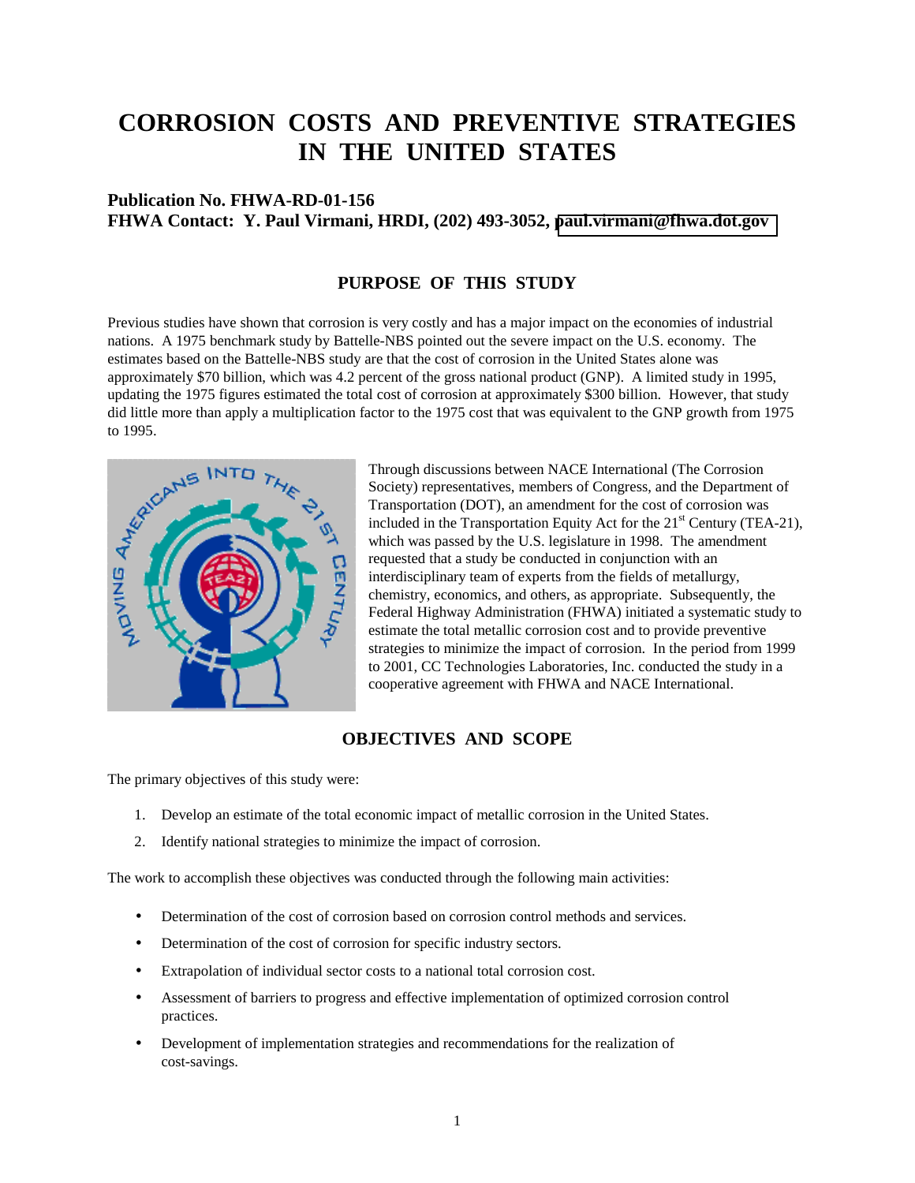# CORROSION COSTS AND PREVENTIVE STRATEGIES IN THE UNITED STATES

**Publication No. FHWA-RD-01-156**
**FHWA Contact: Y. Paul Virmani, HRDI, (202) 493-3052, paul.virmani@fhwa.dot.gov**

## PURPOSE OF THIS STUDY

Previous studies have shown that corrosion is very costly and has a major impact on the economies of industrial nations. A 1975 benchmark study by Battelle-NBS pointed out the severe impact on the U.S. economy. The estimates based on the Battelle-NBS study are that the cost of corrosion in the United States alone was approximately $70 billion, which was 4.2 percent of the gross national product (GNP). A limited study in 1995, updating the 1975 figures estimated the total cost of corrosion at approximately $300 billion. However, that study did little more than apply a multiplication factor to the 1975 cost that was equivalent to the GNP growth from 1975 to 1995.

Through discussions between NACE International (The Corrosion Society) representatives, members of Congress, and the Department of Transportation (DOT), an amendment for the cost of corrosion was included in the Transportation Equity Act for the 21st Century (TEA-21), which was passed by the U.S. legislature in 1998. The amendment requested that a study be conducted in conjunction with an interdisciplinary team of experts from the fields of metallurgy, chemistry, economics, and others, as appropriate. Subsequently, the Federal Highway Administration (FHWA) initiated a systematic study to estimate the total metallic corrosion cost and to provide preventive strategies to minimize the impact of corrosion. In the period from 1999 to 2001, CC Technologies Laboratories, Inc. conducted the study in a cooperative agreement with FHWA and NACE International.

## OBJECTIVES AND SCOPE

The primary objectives of this study were:

1. Develop an estimate of the total economic impact of metallic corrosion in the United States.
2. Identify national strategies to minimize the impact of corrosion.

The work to accomplish these objectives was conducted through the following main activities:

- Determination of the cost of corrosion based on corrosion control methods and services.
- Determination of the cost of corrosion for specific industry sectors.
- Extrapolation of individual sector costs to a national total corrosion cost.
- Assessment of barriers to progress and effective implementation of optimized corrosion control practices.
- Development of implementation strategies and recommendations for the realization of cost-savings.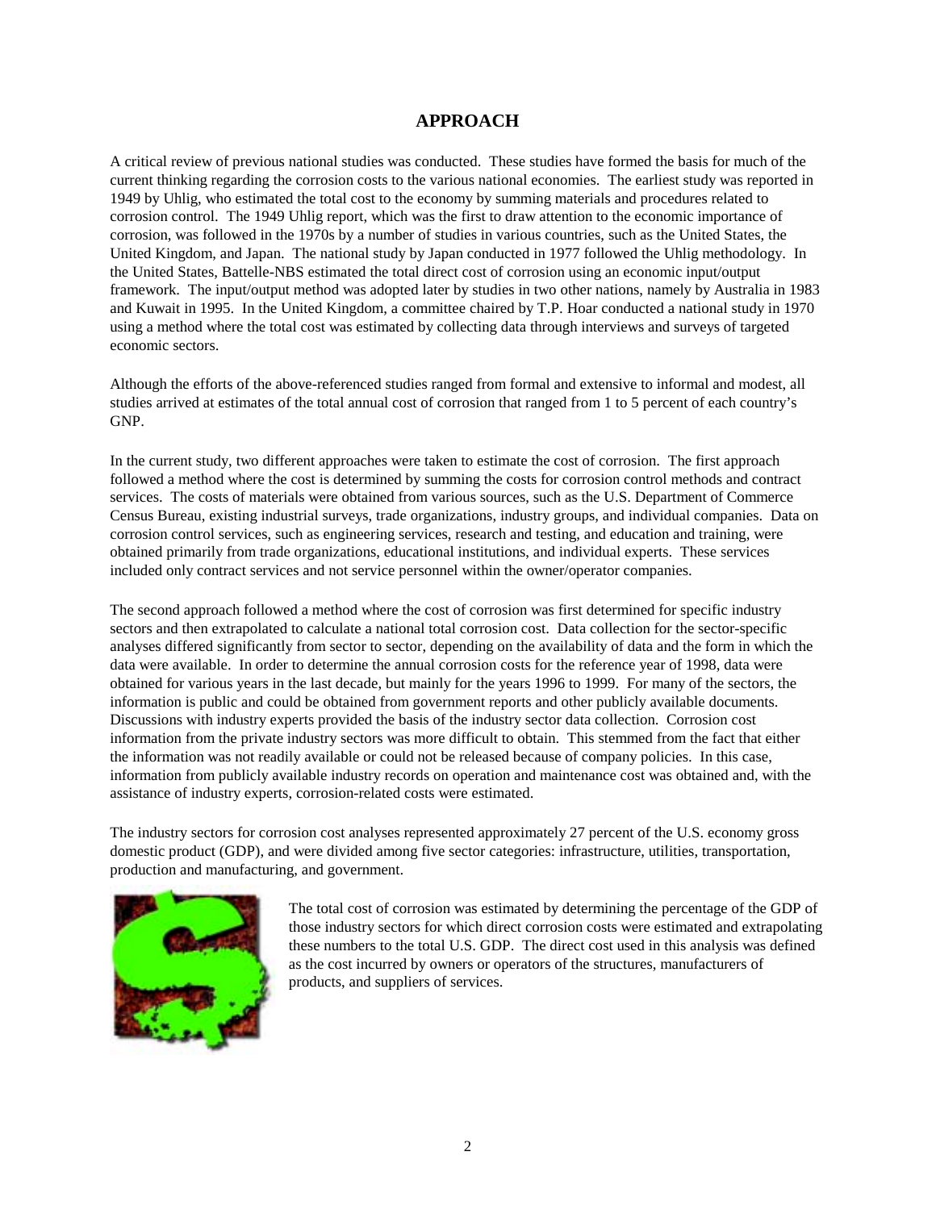# APPROACH

A critical review of previous national studies was conducted. These studies have formed the basis for much of the current thinking regarding the corrosion costs to the various national economies. The earliest study was reported in 1949 by Uhlig, who estimated the total cost to the economy by summing materials and procedures related to corrosion control. The 1949 Uhlig report, which was the first to draw attention to the economic importance of corrosion, was followed in the 1970s by a number of studies in various countries, such as the United States, the United Kingdom, and Japan. The national study by Japan conducted in 1977 followed the Uhlig methodology. In the United States, Battelle-NBS estimated the total direct cost of corrosion using an economic input/output framework. The input/output method was adopted later by studies in two other nations, namely by Australia in 1983 and Kuwait in 1995. In the United Kingdom, a committee chaired by T.P. Hoar conducted a national study in 1970 using a method where the total cost was estimated by collecting data through interviews and surveys of targeted economic sectors.

Although the efforts of the above-referenced studies ranged from formal and extensive to informal and modest, all studies arrived at estimates of the total annual cost of corrosion that ranged from 1 to 5 percent of each country's GNP.

In the current study, two different approaches were taken to estimate the cost of corrosion. The first approach followed a method where the cost is determined by summing the costs for corrosion control methods and contract services. The costs of materials were obtained from various sources, such as the U.S. Department of Commerce Census Bureau, existing industrial surveys, trade organizations, industry groups, and individual companies. Data on corrosion control services, such as engineering services, research and testing, and education and training, were obtained primarily from trade organizations, educational institutions, and individual experts. These services included only contract services and not service personnel within the owner/operator companies.

The second approach followed a method where the cost of corrosion was first determined for specific industry sectors and then extrapolated to calculate a national total corrosion cost. Data collection for the sector-specific analyses differed significantly from sector to sector, depending on the availability of data and the form in which the data were available. In order to determine the annual corrosion costs for the reference year of 1998, data were obtained for various years in the last decade, but mainly for the years 1996 to 1999. For many of the sectors, the information is public and could be obtained from government reports and other publicly available documents. Discussions with industry experts provided the basis of the industry sector data collection. Corrosion cost information from the private industry sectors was more difficult to obtain. This stemmed from the fact that either the information was not readily available or could not be released because of company policies. In this case, information from publicly available industry records on operation and maintenance cost was obtained and, with the assistance of industry experts, corrosion-related costs were estimated.

The industry sectors for corrosion cost analyses represented approximately 27 percent of the U.S. economy gross domestic product (GDP), and were divided among five sector categories: infrastructure, utilities, transportation, production and manufacturing, and government.

The total cost of corrosion was estimated by determining the percentage of the GDP of those industry sectors for which direct corrosion costs were estimated and extrapolating these numbers to the total U.S. GDP. The direct cost used in this analysis was defined as the cost incurred by owners or operators of the structures, manufacturers of products, and suppliers of services.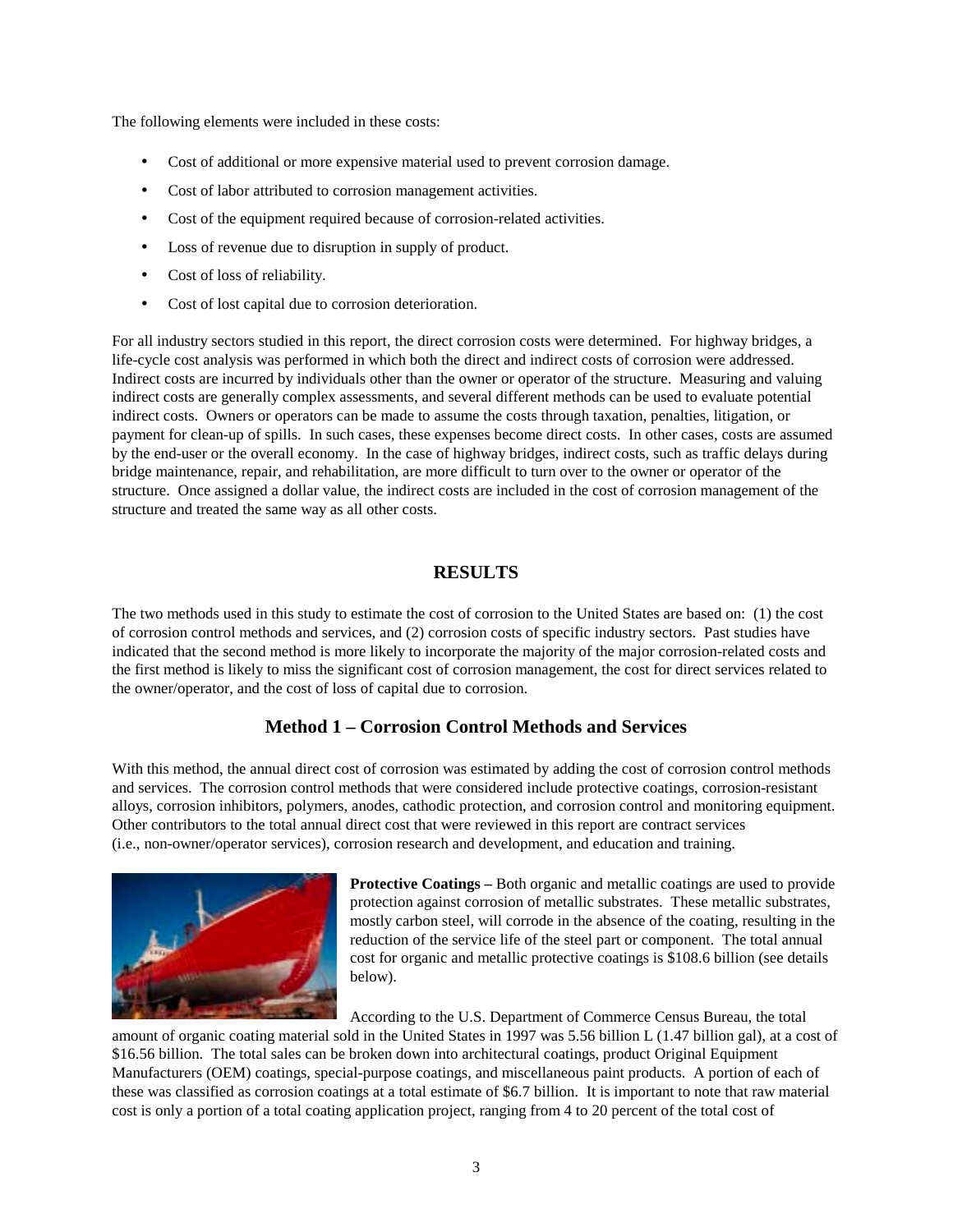The following elements were included in these costs:

- Cost of additional or more expensive material used to prevent corrosion damage.
- Cost of labor attributed to corrosion management activities.
- Cost of the equipment required because of corrosion-related activities.
- Loss of revenue due to disruption in supply of product.
- Cost of loss of reliability.
- Cost of lost capital due to corrosion deterioration.

For all industry sectors studied in this report, the direct corrosion costs were determined. For highway bridges, a life-cycle cost analysis was performed in which both the direct and indirect costs of corrosion were addressed. Indirect costs are incurred by individuals other than the owner or operator of the structure. Measuring and valuing indirect costs are generally complex assessments, and several different methods can be used to evaluate potential indirect costs. Owners or operators can be made to assume the costs through taxation, penalties, litigation, or payment for clean-up of spills. In such cases, these expenses become direct costs. In other cases, costs are assumed by the end-user or the overall economy. In the case of highway bridges, indirect costs, such as traffic delays during bridge maintenance, repair, and rehabilitation, are more difficult to turn over to the owner or operator of the structure. Once assigned a dollar value, the indirect costs are included in the cost of corrosion management of the structure and treated the same way as all other costs.

## RESULTS

The two methods used in this study to estimate the cost of corrosion to the United States are based on: (1) the cost of corrosion control methods and services, and (2) corrosion costs of specific industry sectors. Past studies have indicated that the second method is more likely to incorporate the majority of the major corrosion-related costs and the first method is likely to miss the significant cost of corrosion management, the cost for direct services related to the owner/operator, and the cost of loss of capital due to corrosion.

### Method 1 – Corrosion Control Methods and Services

With this method, the annual direct cost of corrosion was estimated by adding the cost of corrosion control methods and services. The corrosion control methods that were considered include protective coatings, corrosion-resistant alloys, corrosion inhibitors, polymers, anodes, cathodic protection, and corrosion control and monitoring equipment. Other contributors to the total annual direct cost that were reviewed in this report are contract services (i.e., non-owner/operator services), corrosion research and development, and education and training.

**Protective Coatings –** Both organic and metallic coatings are used to provide protection against corrosion of metallic substrates. These metallic substrates, mostly carbon steel, will corrode in the absence of the coating, resulting in the reduction of the service life of the steel part or component. The total annual cost for organic and metallic protective coatings is $108.6 billion (see details below).

According to the U.S. Department of Commerce Census Bureau, the total amount of organic coating material sold in the United States in 1997 was 5.56 billion L (1.47 billion gal), at a cost of $16.56 billion. The total sales can be broken down into architectural coatings, product Original Equipment Manufacturers (OEM) coatings, special-purpose coatings, and miscellaneous paint products. A portion of each of these was classified as corrosion coatings at a total estimate of $6.7 billion. It is important to note that raw material cost is only a portion of a total coating application project, ranging from 4 to 20 percent of the total cost of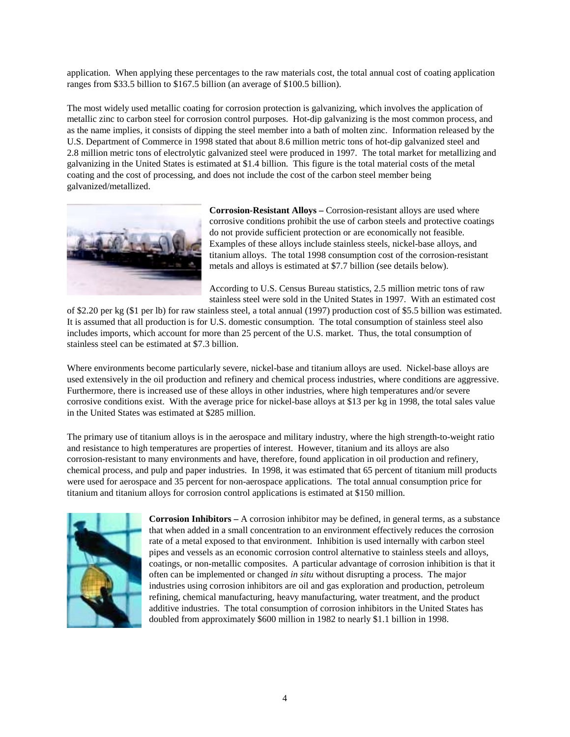application. When applying these percentages to the raw materials cost, the total annual cost of coating application ranges from $33.5 billion to $167.5 billion (an average of $100.5 billion).

The most widely used metallic coating for corrosion protection is galvanizing, which involves the application of metallic zinc to carbon steel for corrosion control purposes. Hot-dip galvanizing is the most common process, and as the name implies, it consists of dipping the steel member into a bath of molten zinc. Information released by the U.S. Department of Commerce in 1998 stated that about 8.6 million metric tons of hot-dip galvanized steel and 2.8 million metric tons of electrolytic galvanized steel were produced in 1997. The total market for metallizing and galvanizing in the United States is estimated at $1.4 billion. This figure is the total material costs of the metal coating and the cost of processing, and does not include the cost of the carbon steel member being galvanized/metallized.

**Corrosion-Resistant Alloys –** Corrosion-resistant alloys are used where corrosive conditions prohibit the use of carbon steels and protective coatings do not provide sufficient protection or are economically not feasible. Examples of these alloys include stainless steels, nickel-base alloys, and titanium alloys. The total 1998 consumption cost of the corrosion-resistant metals and alloys is estimated at $7.7 billion (see details below).

According to U.S. Census Bureau statistics, 2.5 million metric tons of raw stainless steel were sold in the United States in 1997. With an estimated cost of $2.20 per kg ($1 per lb) for raw stainless steel, a total annual (1997) production cost of $5.5 billion was estimated. It is assumed that all production is for U.S. domestic consumption. The total consumption of stainless steel also includes imports, which account for more than 25 percent of the U.S. market. Thus, the total consumption of stainless steel can be estimated at $7.3 billion.

Where environments become particularly severe, nickel-base and titanium alloys are used. Nickel-base alloys are used extensively in the oil production and refinery and chemical process industries, where conditions are aggressive. Furthermore, there is increased use of these alloys in other industries, where high temperatures and/or severe corrosive conditions exist. With the average price for nickel-base alloys at $13 per kg in 1998, the total sales value in the United States was estimated at $285 million.

The primary use of titanium alloys is in the aerospace and military industry, where the high strength-to-weight ratio and resistance to high temperatures are properties of interest. However, titanium and its alloys are also corrosion-resistant to many environments and have, therefore, found application in oil production and refinery, chemical process, and pulp and paper industries. In 1998, it was estimated that 65 percent of titanium mill products were used for aerospace and 35 percent for non-aerospace applications. The total annual consumption price for titanium and titanium alloys for corrosion control applications is estimated at $150 million.

**Corrosion Inhibitors –** A corrosion inhibitor may be defined, in general terms, as a substance that when added in a small concentration to an environment effectively reduces the corrosion rate of a metal exposed to that environment. Inhibition is used internally with carbon steel pipes and vessels as an economic corrosion control alternative to stainless steels and alloys, coatings, or non-metallic composites. A particular advantage of corrosion inhibition is that it often can be implemented or changed *in situ* without disrupting a process. The major industries using corrosion inhibitors are oil and gas exploration and production, petroleum refining, chemical manufacturing, heavy manufacturing, water treatment, and the product additive industries. The total consumption of corrosion inhibitors in the United States has doubled from approximately $600 million in 1982 to nearly $1.1 billion in 1998.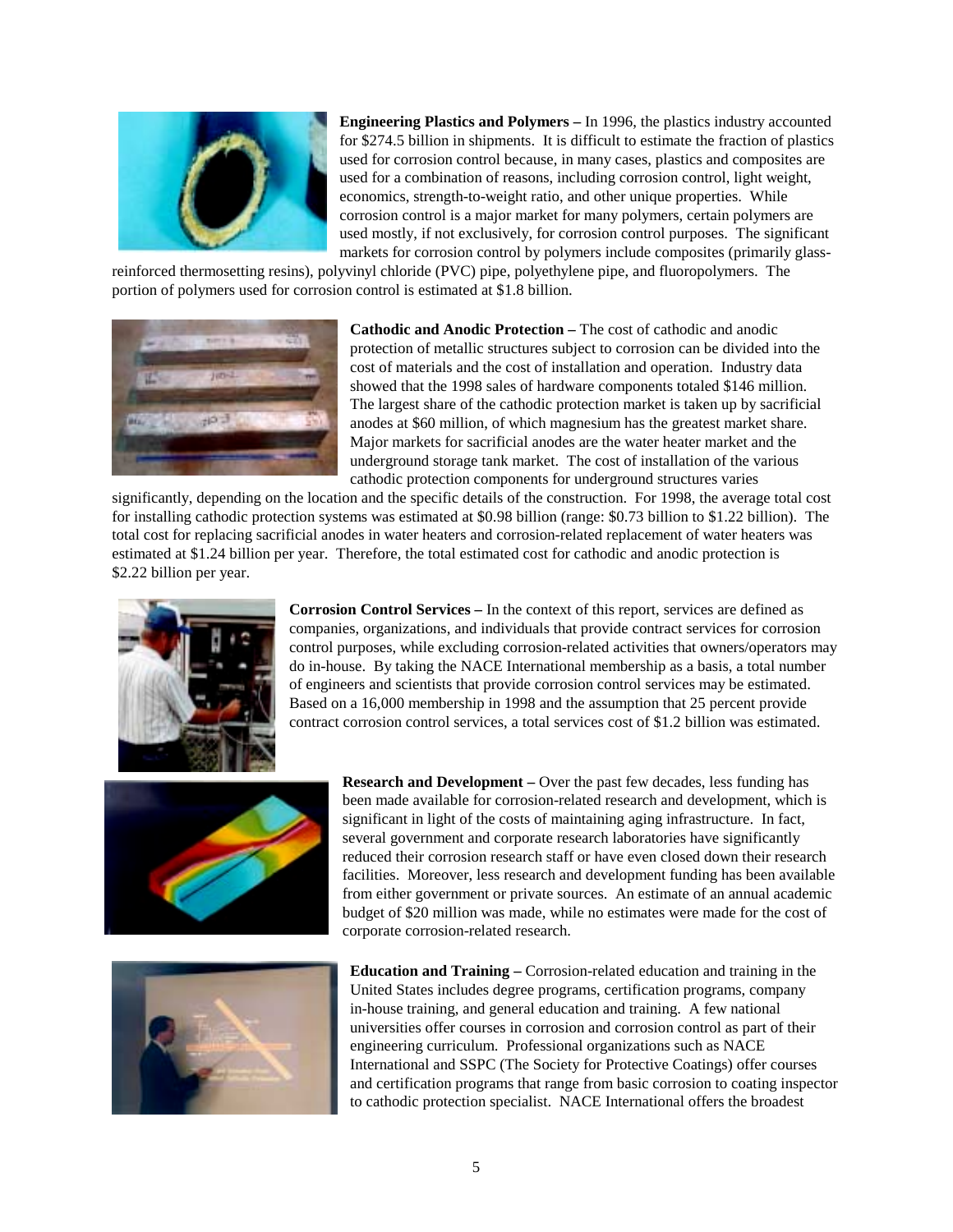**Engineering Plastics and Polymers –** In 1996, the plastics industry accounted for $274.5 billion in shipments. It is difficult to estimate the fraction of plastics used for corrosion control because, in many cases, plastics and composites are used for a combination of reasons, including corrosion control, light weight, economics, strength-to-weight ratio, and other unique properties. While corrosion control is a major market for many polymers, certain polymers are used mostly, if not exclusively, for corrosion control purposes. The significant markets for corrosion control by polymers include composites (primarily glass-reinforced thermosetting resins), polyvinyl chloride (PVC) pipe, polyethylene pipe, and fluoropolymers. The portion of polymers used for corrosion control is estimated at $1.8 billion.

**Cathodic and Anodic Protection –** The cost of cathodic and anodic protection of metallic structures subject to corrosion can be divided into the cost of materials and the cost of installation and operation. Industry data showed that the 1998 sales of hardware components totaled $146 million. The largest share of the cathodic protection market is taken up by sacrificial anodes at $60 million, of which magnesium has the greatest market share. Major markets for sacrificial anodes are the water heater market and the underground storage tank market. The cost of installation of the various cathodic protection components for underground structures varies significantly, depending on the location and the specific details of the construction. For 1998, the average total cost for installing cathodic protection systems was estimated at $0.98 billion (range: $0.73 billion to $1.22 billion). The total cost for replacing sacrificial anodes in water heaters and corrosion-related replacement of water heaters was estimated at $1.24 billion per year. Therefore, the total estimated cost for cathodic and anodic protection is $2.22 billion per year.

**Corrosion Control Services –** In the context of this report, services are defined as companies, organizations, and individuals that provide contract services for corrosion control purposes, while excluding corrosion-related activities that owners/operators may do in-house. By taking the NACE International membership as a basis, a total number of engineers and scientists that provide corrosion control services may be estimated. Based on a 16,000 membership in 1998 and the assumption that 25 percent provide contract corrosion control services, a total services cost of $1.2 billion was estimated.

**Research and Development –** Over the past few decades, less funding has been made available for corrosion-related research and development, which is significant in light of the costs of maintaining aging infrastructure. In fact, several government and corporate research laboratories have significantly reduced their corrosion research staff or have even closed down their research facilities. Moreover, less research and development funding has been available from either government or private sources. An estimate of an annual academic budget of $20 million was made, while no estimates were made for the cost of corporate corrosion-related research.

**Education and Training –** Corrosion-related education and training in the United States includes degree programs, certification programs, company in-house training, and general education and training. A few national universities offer courses in corrosion and corrosion control as part of their engineering curriculum. Professional organizations such as NACE International and SSPC (The Society for Protective Coatings) offer courses and certification programs that range from basic corrosion to coating inspector to cathodic protection specialist. NACE International offers the broadest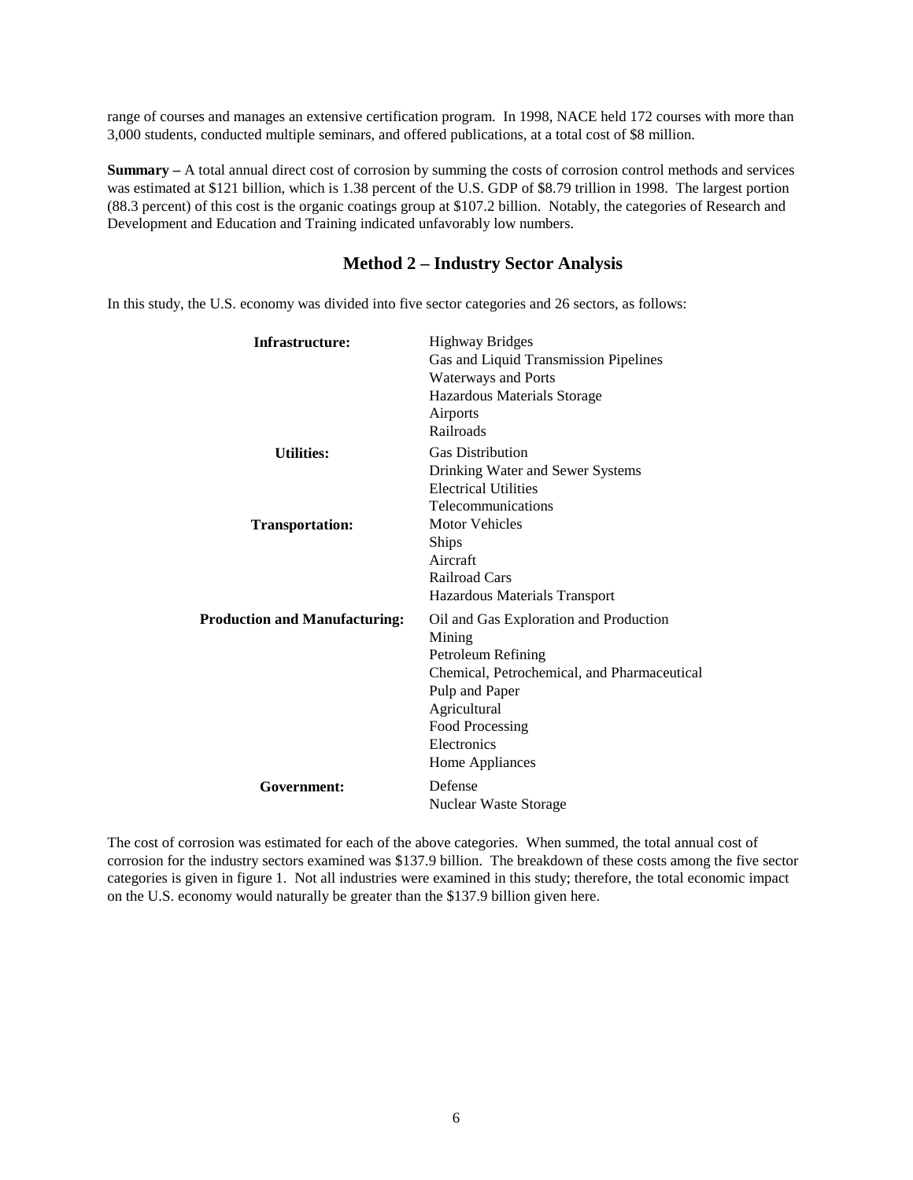range of courses and manages an extensive certification program. In 1998, NACE held 172 courses with more than 3,000 students, conducted multiple seminars, and offered publications, at a total cost of $8 million.

**Summary –** A total annual direct cost of corrosion by summing the costs of corrosion control methods and services was estimated at $121 billion, which is 1.38 percent of the U.S. GDP of $8.79 trillion in 1998. The largest portion (88.3 percent) of this cost is the organic coatings group at $107.2 billion. Notably, the categories of Research and Development and Education and Training indicated unfavorably low numbers.

## Method 2 – Industry Sector Analysis

In this study, the U.S. economy was divided into five sector categories and 26 sectors, as follows:

**Infrastructure:**
- Highway Bridges
- Gas and Liquid Transmission Pipelines
- Waterways and Ports
- Hazardous Materials Storage
- Airports
- Railroads

**Utilities:**
- Gas Distribution
- Drinking Water and Sewer Systems
- Electrical Utilities
- Telecommunications

**Transportation:**
- Motor Vehicles
- Ships
- Aircraft
- Railroad Cars
- Hazardous Materials Transport

**Production and Manufacturing:**
- Oil and Gas Exploration and Production
- Mining
- Petroleum Refining
- Chemical, Petrochemical, and Pharmaceutical
- Pulp and Paper
- Agricultural
- Food Processing
- Electronics
- Home Appliances

**Government:**
- Defense
- Nuclear Waste Storage

The cost of corrosion was estimated for each of the above categories. When summed, the total annual cost of corrosion for the industry sectors examined was $137.9 billion. The breakdown of these costs among the five sector categories is given in figure 1. Not all industries were examined in this study; therefore, the total economic impact on the U.S. economy would naturally be greater than the $137.9 billion given here.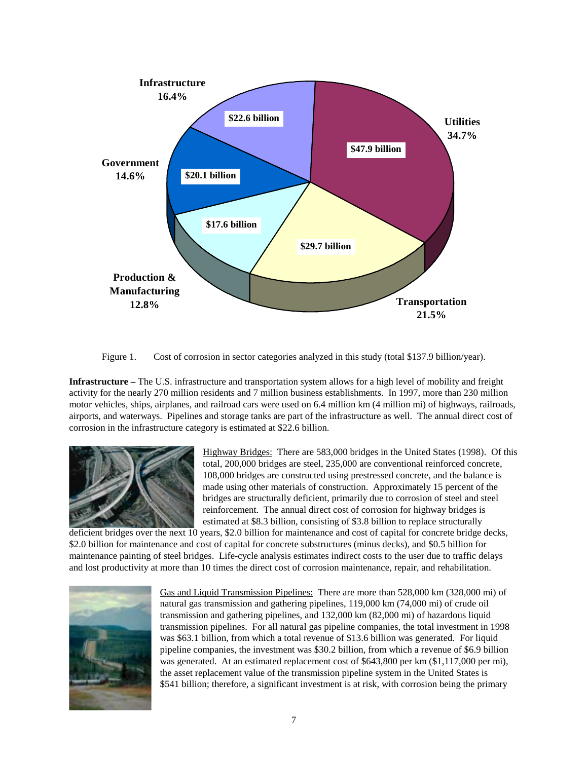Figure 1. Cost of corrosion in sector categories analyzed in this study (total $137.9 billion/year).

**Infrastructure –** The U.S. infrastructure and transportation system allows for a high level of mobility and freight activity for the nearly 270 million residents and 7 million business establishments. In 1997, more than 230 million motor vehicles, ships, airplanes, and railroad cars were used on 6.4 million km (4 million mi) of highways, railroads, airports, and waterways. Pipelines and storage tanks are part of the infrastructure as well. The annual direct cost of corrosion in the infrastructure category is estimated at $22.6 billion.

Highway Bridges: There are 583,000 bridges in the United States (1998). Of this total, 200,000 bridges are steel, 235,000 are conventional reinforced concrete, 108,000 bridges are constructed using prestressed concrete, and the balance is made using other materials of construction. Approximately 15 percent of the bridges are structurally deficient, primarily due to corrosion of steel and steel reinforcement. The annual direct cost of corrosion for highway bridges is estimated at $8.3 billion, consisting of $3.8 billion to replace structurally deficient bridges over the next 10 years, $2.0 billion for maintenance and cost of capital for concrete bridge decks, $2.0 billion for maintenance and cost of capital for concrete substructures (minus decks), and $0.5 billion for maintenance painting of steel bridges. Life-cycle analysis estimates indirect costs to the user due to traffic delays and lost productivity at more than 10 times the direct cost of corrosion maintenance, repair, and rehabilitation.

Gas and Liquid Transmission Pipelines: There are more than 528,000 km (328,000 mi) of natural gas transmission and gathering pipelines, 119,000 km (74,000 mi) of crude oil transmission and gathering pipelines, and 132,000 km (82,000 mi) of hazardous liquid transmission pipelines. For all natural gas pipeline companies, the total investment in 1998 was $63.1 billion, from which a total revenue of $13.6 billion was generated. For liquid pipeline companies, the investment was $30.2 billion, from which a revenue of $6.9 billion was generated. At an estimated replacement cost of $643,800 per km ($1,117,000 per mi), the asset replacement value of the transmission pipeline system in the United States is $541 billion; therefore, a significant investment is at risk, with corrosion being the primary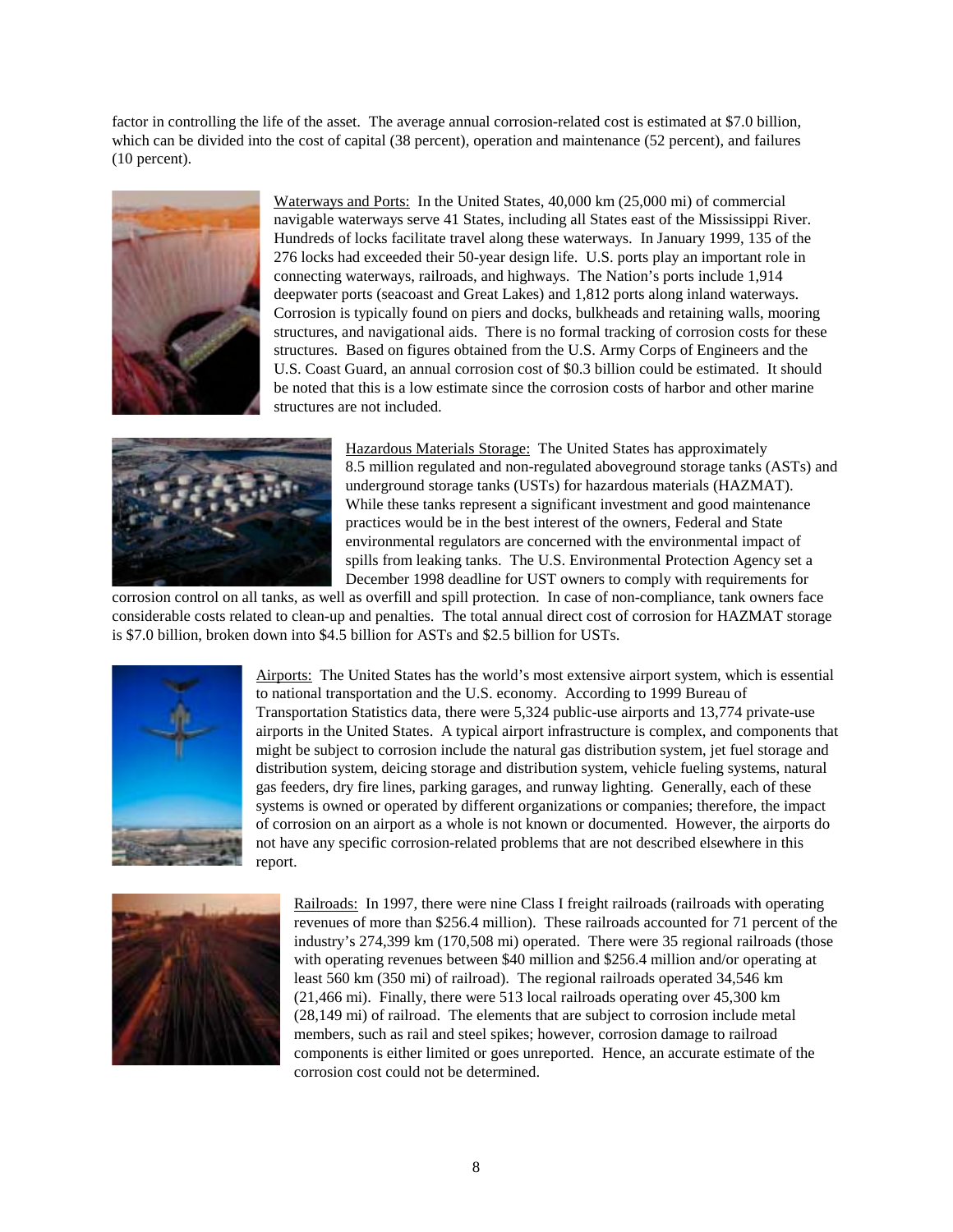factor in controlling the life of the asset. The average annual corrosion-related cost is estimated at $7.0 billion, which can be divided into the cost of capital (38 percent), operation and maintenance (52 percent), and failures (10 percent).

Waterways and Ports: In the United States, 40,000 km (25,000 mi) of commercial navigable waterways serve 41 States, including all States east of the Mississippi River. Hundreds of locks facilitate travel along these waterways. In January 1999, 135 of the 276 locks had exceeded their 50-year design life. U.S. ports play an important role in connecting waterways, railroads, and highways. The Nation's ports include 1,914 deepwater ports (seacoast and Great Lakes) and 1,812 ports along inland waterways. Corrosion is typically found on piers and docks, bulkheads and retaining walls, mooring structures, and navigational aids. There is no formal tracking of corrosion costs for these structures. Based on figures obtained from the U.S. Army Corps of Engineers and the U.S. Coast Guard, an annual corrosion cost of $0.3 billion could be estimated. It should be noted that this is a low estimate since the corrosion costs of harbor and other marine structures are not included.

Hazardous Materials Storage: The United States has approximately 8.5 million regulated and non-regulated aboveground storage tanks (ASTs) and underground storage tanks (USTs) for hazardous materials (HAZMAT). While these tanks represent a significant investment and good maintenance practices would be in the best interest of the owners, Federal and State environmental regulators are concerned with the environmental impact of spills from leaking tanks. The U.S. Environmental Protection Agency set a December 1998 deadline for UST owners to comply with requirements for corrosion control on all tanks, as well as overfill and spill protection. In case of non-compliance, tank owners face considerable costs related to clean-up and penalties. The total annual direct cost of corrosion for HAZMAT storage is $7.0 billion, broken down into $4.5 billion for ASTs and $2.5 billion for USTs.

Airports: The United States has the world's most extensive airport system, which is essential to national transportation and the U.S. economy. According to 1999 Bureau of Transportation Statistics data, there were 5,324 public-use airports and 13,774 private-use airports in the United States. A typical airport infrastructure is complex, and components that might be subject to corrosion include the natural gas distribution system, jet fuel storage and distribution system, deicing storage and distribution system, vehicle fueling systems, natural gas feeders, dry fire lines, parking garages, and runway lighting. Generally, each of these systems is owned or operated by different organizations or companies; therefore, the impact of corrosion on an airport as a whole is not known or documented. However, the airports do not have any specific corrosion-related problems that are not described elsewhere in this report.

Railroads: In 1997, there were nine Class I freight railroads (railroads with operating revenues of more than $256.4 million). These railroads accounted for 71 percent of the industry's 274,399 km (170,508 mi) operated. There were 35 regional railroads (those with operating revenues between $40 million and $256.4 million and/or operating at least 560 km (350 mi) of railroad). The regional railroads operated 34,546 km (21,466 mi). Finally, there were 513 local railroads operating over 45,300 km (28,149 mi) of railroad. The elements that are subject to corrosion include metal members, such as rail and steel spikes; however, corrosion damage to railroad components is either limited or goes unreported. Hence, an accurate estimate of the corrosion cost could not be determined.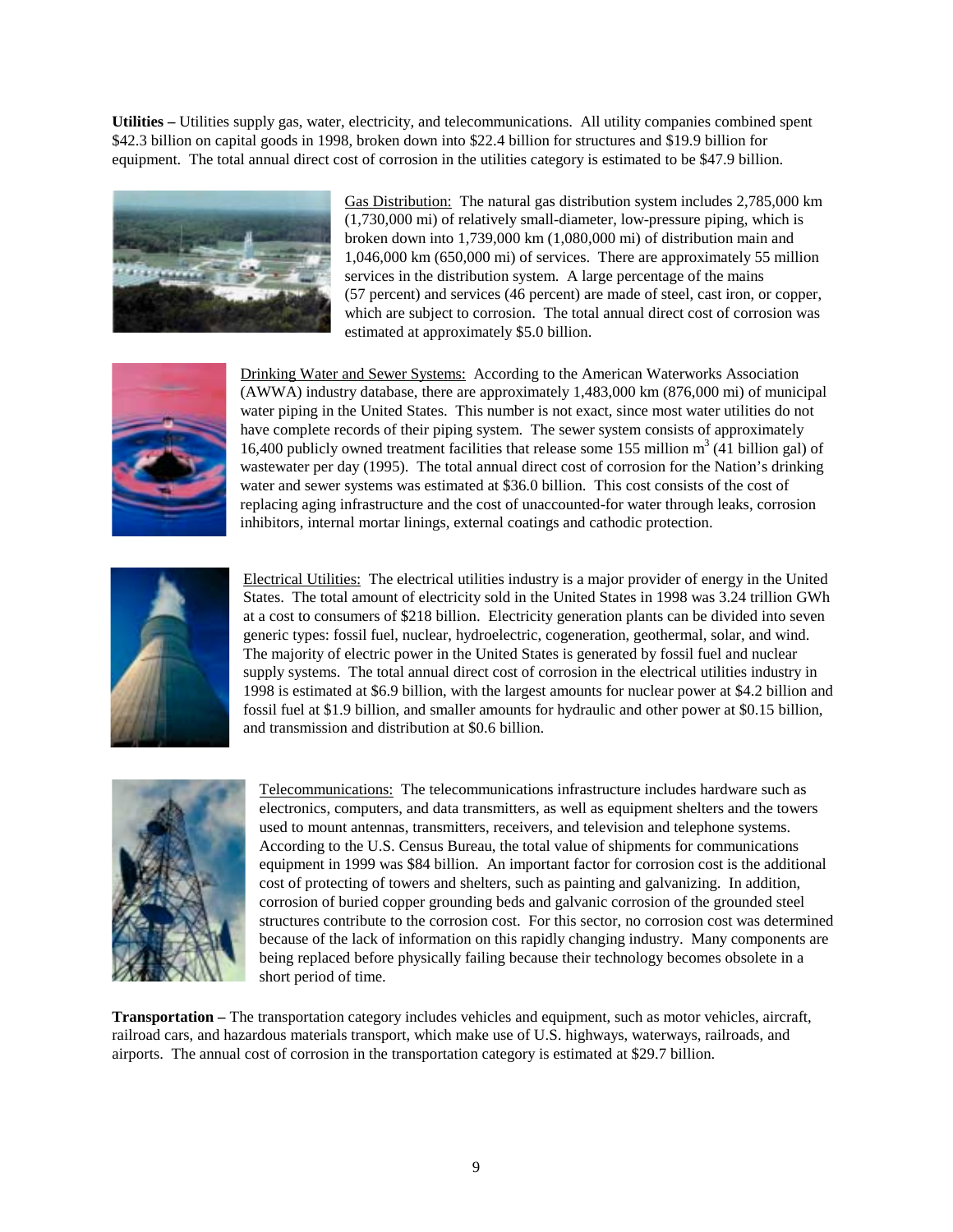**Utilities –** Utilities supply gas, water, electricity, and telecommunications. All utility companies combined spent \$42.3 billion on capital goods in 1998, broken down into \$22.4 billion for structures and \$19.9 billion for equipment. The total annual direct cost of corrosion in the utilities category is estimated to be \$47.9 billion.

Gas Distribution: The natural gas distribution system includes 2,785,000 km (1,730,000 mi) of relatively small-diameter, low-pressure piping, which is broken down into 1,739,000 km (1,080,000 mi) of distribution main and 1,046,000 km (650,000 mi) of services. There are approximately 55 million services in the distribution system. A large percentage of the mains (57 percent) and services (46 percent) are made of steel, cast iron, or copper, which are subject to corrosion. The total annual direct cost of corrosion was estimated at approximately \$5.0 billion.

Drinking Water and Sewer Systems: According to the American Waterworks Association (AWWA) industry database, there are approximately 1,483,000 km (876,000 mi) of municipal water piping in the United States. This number is not exact, since most water utilities do not have complete records of their piping system. The sewer system consists of approximately 16,400 publicly owned treatment facilities that release some 155 million $m^3$ (41 billion gal) of wastewater per day (1995). The total annual direct cost of corrosion for the Nation's drinking water and sewer systems was estimated at \$36.0 billion. This cost consists of the cost of replacing aging infrastructure and the cost of unaccounted-for water through leaks, corrosion inhibitors, internal mortar linings, external coatings and cathodic protection.

Electrical Utilities: The electrical utilities industry is a major provider of energy in the United States. The total amount of electricity sold in the United States in 1998 was 3.24 trillion GWh at a cost to consumers of \$218 billion. Electricity generation plants can be divided into seven generic types: fossil fuel, nuclear, hydroelectric, cogeneration, geothermal, solar, and wind. The majority of electric power in the United States is generated by fossil fuel and nuclear supply systems. The total annual direct cost of corrosion in the electrical utilities industry in 1998 is estimated at \$6.9 billion, with the largest amounts for nuclear power at \$4.2 billion and fossil fuel at \$1.9 billion, and smaller amounts for hydraulic and other power at \$0.15 billion, and transmission and distribution at \$0.6 billion.

Telecommunications: The telecommunications infrastructure includes hardware such as electronics, computers, and data transmitters, as well as equipment shelters and the towers used to mount antennas, transmitters, receivers, and television and telephone systems. According to the U.S. Census Bureau, the total value of shipments for communications equipment in 1999 was \$84 billion. An important factor for corrosion cost is the additional cost of protecting of towers and shelters, such as painting and galvanizing. In addition, corrosion of buried copper grounding beds and galvanic corrosion of the grounded steel structures contribute to the corrosion cost. For this sector, no corrosion cost was determined because of the lack of information on this rapidly changing industry. Many components are being replaced before physically failing because their technology becomes obsolete in a short period of time.

**Transportation –** The transportation category includes vehicles and equipment, such as motor vehicles, aircraft, railroad cars, and hazardous materials transport, which make use of U.S. highways, waterways, railroads, and airports. The annual cost of corrosion in the transportation category is estimated at \$29.7 billion.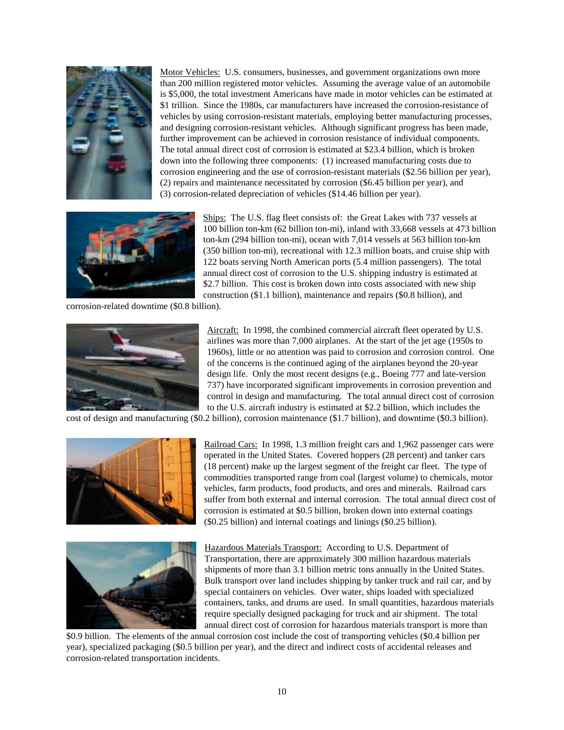Motor Vehicles: U.S. consumers, businesses, and government organizations own more than 200 million registered motor vehicles. Assuming the average value of an automobile is $5,000, the total investment Americans have made in motor vehicles can be estimated at $1 trillion. Since the 1980s, car manufacturers have increased the corrosion-resistance of vehicles by using corrosion-resistant materials, employing better manufacturing processes, and designing corrosion-resistant vehicles. Although significant progress has been made, further improvement can be achieved in corrosion resistance of individual components. The total annual direct cost of corrosion is estimated at $23.4 billion, which is broken down into the following three components: (1) increased manufacturing costs due to corrosion engineering and the use of corrosion-resistant materials ($2.56 billion per year), (2) repairs and maintenance necessitated by corrosion ($6.45 billion per year), and (3) corrosion-related depreciation of vehicles ($14.46 billion per year).

Ships: The U.S. flag fleet consists of: the Great Lakes with 737 vessels at 100 billion ton-km (62 billion ton-mi), inland with 33,668 vessels at 473 billion ton-km (294 billion ton-mi), ocean with 7,014 vessels at 563 billion ton-km (350 billion ton-mi), recreational with 12.3 million boats, and cruise ship with 122 boats serving North American ports (5.4 million passengers). The total annual direct cost of corrosion to the U.S. shipping industry is estimated at $2.7 billion. This cost is broken down into costs associated with new ship construction ($1.1 billion), maintenance and repairs ($0.8 billion), and corrosion-related downtime ($0.8 billion).

Aircraft: In 1998, the combined commercial aircraft fleet operated by U.S. airlines was more than 7,000 airplanes. At the start of the jet age (1950s to 1960s), little or no attention was paid to corrosion and corrosion control. One of the concerns is the continued aging of the airplanes beyond the 20-year design life. Only the most recent designs (e.g., Boeing 777 and late-version 737) have incorporated significant improvements in corrosion prevention and control in design and manufacturing. The total annual direct cost of corrosion to the U.S. aircraft industry is estimated at $2.2 billion, which includes the cost of design and manufacturing ($0.2 billion), corrosion maintenance ($1.7 billion), and downtime ($0.3 billion).

Railroad Cars: In 1998, 1.3 million freight cars and 1,962 passenger cars were operated in the United States. Covered hoppers (28 percent) and tanker cars (18 percent) make up the largest segment of the freight car fleet. The type of commodities transported range from coal (largest volume) to chemicals, motor vehicles, farm products, food products, and ores and minerals. Railroad cars suffer from both external and internal corrosion. The total annual direct cost of corrosion is estimated at $0.5 billion, broken down into external coatings ($0.25 billion) and internal coatings and linings ($0.25 billion).

Hazardous Materials Transport: According to U.S. Department of Transportation, there are approximately 300 million hazardous materials shipments of more than 3.1 billion metric tons annually in the United States. Bulk transport over land includes shipping by tanker truck and rail car, and by special containers on vehicles. Over water, ships loaded with specialized containers, tanks, and drums are used. In small quantities, hazardous materials require specially designed packaging for truck and air shipment. The total annual direct cost of corrosion for hazardous materials transport is more than $0.9 billion. The elements of the annual corrosion cost include the cost of transporting vehicles ($0.4 billion per year), specialized packaging ($0.5 billion per year), and the direct and indirect costs of accidental releases and corrosion-related transportation incidents.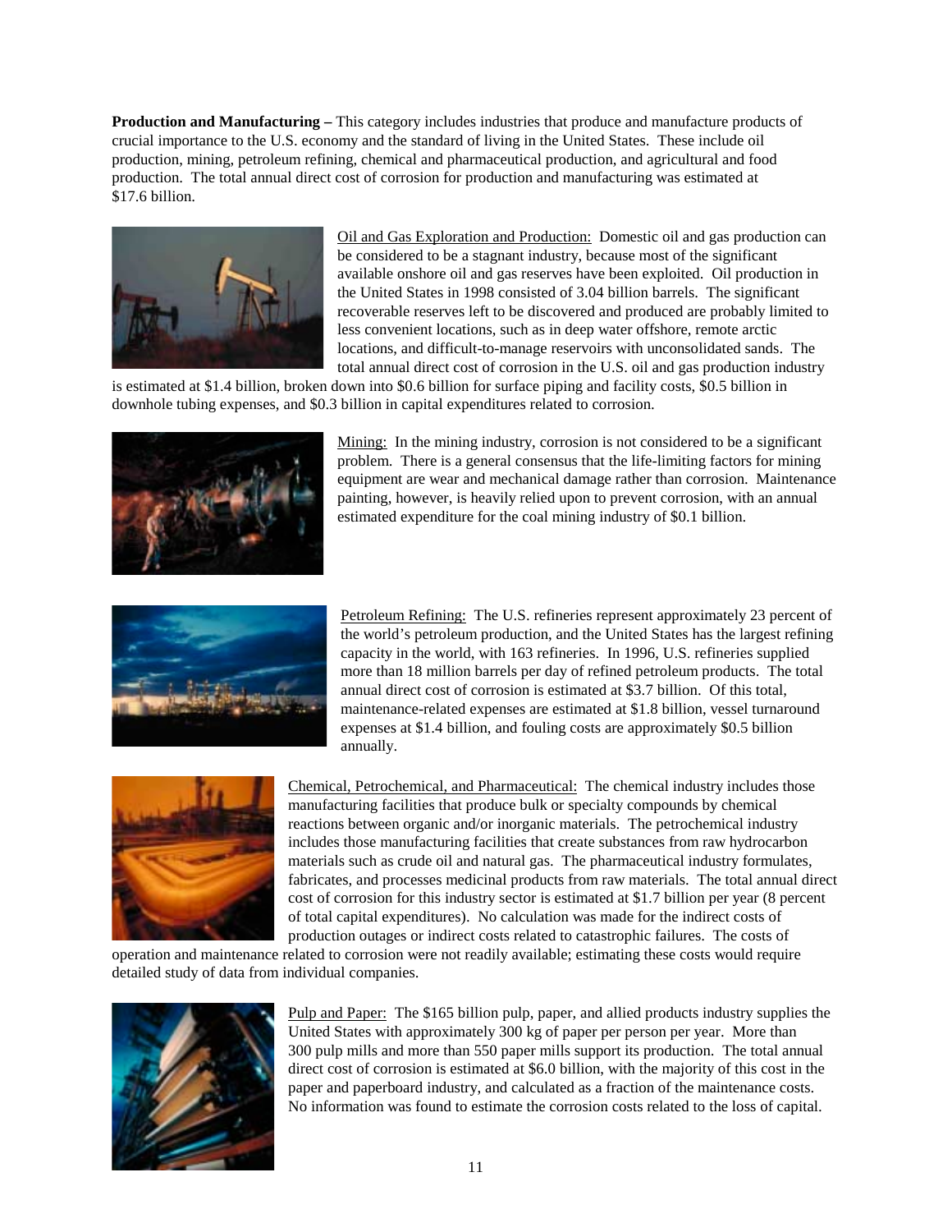**Production and Manufacturing –** This category includes industries that produce and manufacture products of crucial importance to the U.S. economy and the standard of living in the United States. These include oil production, mining, petroleum refining, chemical and pharmaceutical production, and agricultural and food production. The total annual direct cost of corrosion for production and manufacturing was estimated at $17.6 billion.

Oil and Gas Exploration and Production: Domestic oil and gas production can be considered to be a stagnant industry, because most of the significant available onshore oil and gas reserves have been exploited. Oil production in the United States in 1998 consisted of 3.04 billion barrels. The significant recoverable reserves left to be discovered and produced are probably limited to less convenient locations, such as in deep water offshore, remote arctic locations, and difficult-to-manage reservoirs with unconsolidated sands. The total annual direct cost of corrosion in the U.S. oil and gas production industry is estimated at $1.4 billion, broken down into $0.6 billion for surface piping and facility costs, $0.5 billion in downhole tubing expenses, and $0.3 billion in capital expenditures related to corrosion.

Mining: In the mining industry, corrosion is not considered to be a significant problem. There is a general consensus that the life-limiting factors for mining equipment are wear and mechanical damage rather than corrosion. Maintenance painting, however, is heavily relied upon to prevent corrosion, with an annual estimated expenditure for the coal mining industry of $0.1 billion.

Petroleum Refining: The U.S. refineries represent approximately 23 percent of the world's petroleum production, and the United States has the largest refining capacity in the world, with 163 refineries. In 1996, U.S. refineries supplied more than 18 million barrels per day of refined petroleum products. The total annual direct cost of corrosion is estimated at $3.7 billion. Of this total, maintenance-related expenses are estimated at $1.8 billion, vessel turnaround expenses at $1.4 billion, and fouling costs are approximately $0.5 billion annually.

Chemical, Petrochemical, and Pharmaceutical: The chemical industry includes those manufacturing facilities that produce bulk or specialty compounds by chemical reactions between organic and/or inorganic materials. The petrochemical industry includes those manufacturing facilities that create substances from raw hydrocarbon materials such as crude oil and natural gas. The pharmaceutical industry formulates, fabricates, and processes medicinal products from raw materials. The total annual direct cost of corrosion for this industry sector is estimated at $1.7 billion per year (8 percent of total capital expenditures). No calculation was made for the indirect costs of production outages or indirect costs related to catastrophic failures. The costs of operation and maintenance related to corrosion were not readily available; estimating these costs would require detailed study of data from individual companies.

Pulp and Paper: The $165 billion pulp, paper, and allied products industry supplies the United States with approximately 300 kg of paper per person per year. More than 300 pulp mills and more than 550 paper mills support its production. The total annual direct cost of corrosion is estimated at $6.0 billion, with the majority of this cost in the paper and paperboard industry, and calculated as a fraction of the maintenance costs. No information was found to estimate the corrosion costs related to the loss of capital.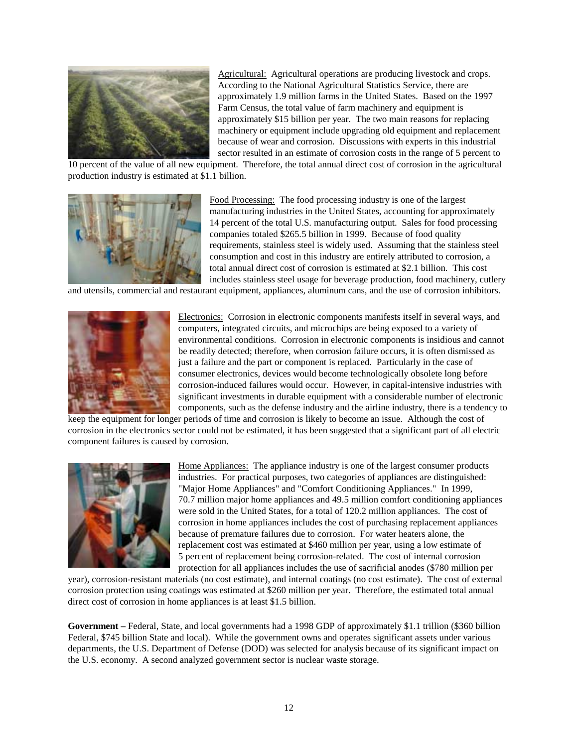<u>Agricultural:</u> Agricultural operations are producing livestock and crops. According to the National Agricultural Statistics Service, there are approximately 1.9 million farms in the United States. Based on the 1997 Farm Census, the total value of farm machinery and equipment is approximately $15 billion per year. The two main reasons for replacing machinery or equipment include upgrading old equipment and replacement because of wear and corrosion. Discussions with experts in this industrial sector resulted in an estimate of corrosion costs in the range of 5 percent to 10 percent of the value of all new equipment. Therefore, the total annual direct cost of corrosion in the agricultural production industry is estimated at $1.1 billion.

<u>Food Processing:</u> The food processing industry is one of the largest manufacturing industries in the United States, accounting for approximately 14 percent of the total U.S. manufacturing output. Sales for food processing companies totaled $265.5 billion in 1999. Because of food quality requirements, stainless steel is widely used. Assuming that the stainless steel consumption and cost in this industry are entirely attributed to corrosion, a total annual direct cost of corrosion is estimated at $2.1 billion. This cost includes stainless steel usage for beverage production, food machinery, cutlery and utensils, commercial and restaurant equipment, appliances, aluminum cans, and the use of corrosion inhibitors.

<u>Electronics:</u> Corrosion in electronic components manifests itself in several ways, and computers, integrated circuits, and microchips are being exposed to a variety of environmental conditions. Corrosion in electronic components is insidious and cannot be readily detected; therefore, when corrosion failure occurs, it is often dismissed as just a failure and the part or component is replaced. Particularly in the case of consumer electronics, devices would become technologically obsolete long before corrosion-induced failures would occur. However, in capital-intensive industries with significant investments in durable equipment with a considerable number of electronic components, such as the defense industry and the airline industry, there is a tendency to keep the equipment for longer periods of time and corrosion is likely to become an issue. Although the cost of corrosion in the electronics sector could not be estimated, it has been suggested that a significant part of all electric component failures is caused by corrosion.

<u>Home Appliances:</u> The appliance industry is one of the largest consumer products industries. For practical purposes, two categories of appliances are distinguished: "Major Home Appliances" and "Comfort Conditioning Appliances." In 1999, 70.7 million major home appliances and 49.5 million comfort conditioning appliances were sold in the United States, for a total of 120.2 million appliances. The cost of corrosion in home appliances includes the cost of purchasing replacement appliances because of premature failures due to corrosion. For water heaters alone, the replacement cost was estimated at $460 million per year, using a low estimate of 5 percent of replacement being corrosion-related. The cost of internal corrosion protection for all appliances includes the use of sacrificial anodes ($780 million per year), corrosion-resistant materials (no cost estimate), and internal coatings (no cost estimate). The cost of external corrosion protection using coatings was estimated at $260 million per year. Therefore, the estimated total annual direct cost of corrosion in home appliances is at least $1.5 billion.

**Government –** Federal, State, and local governments had a 1998 GDP of approximately $1.1 trillion ($360 billion Federal, $745 billion State and local). While the government owns and operates significant assets under various departments, the U.S. Department of Defense (DOD) was selected for analysis because of its significant impact on the U.S. economy. A second analyzed government sector is nuclear waste storage.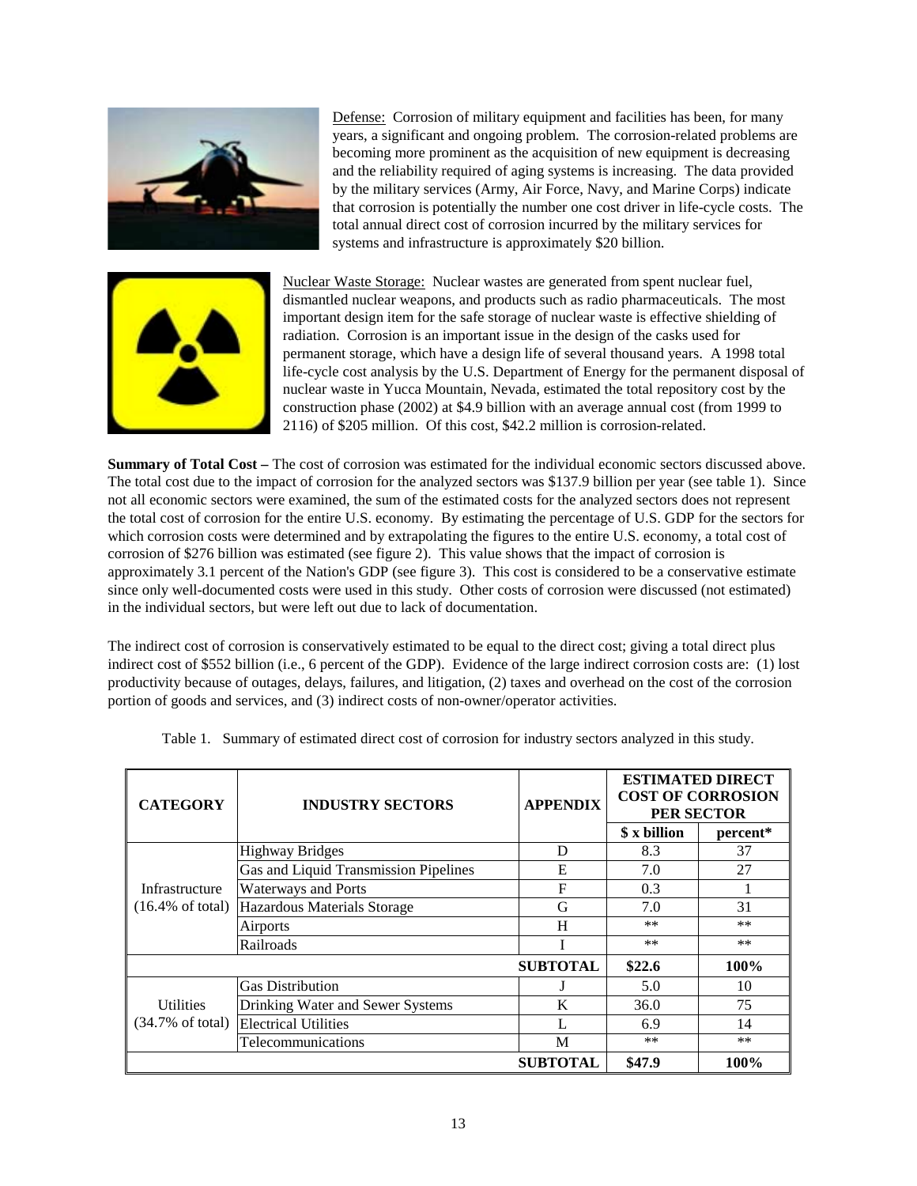<u>Defense:</u> Corrosion of military equipment and facilities has been, for many years, a significant and ongoing problem. The corrosion-related problems are becoming more prominent as the acquisition of new equipment is decreasing and the reliability required of aging systems is increasing. The data provided by the military services (Army, Air Force, Navy, and Marine Corps) indicate that corrosion is potentially the number one cost driver in life-cycle costs. The total annual direct cost of corrosion incurred by the military services for systems and infrastructure is approximately $20 billion.

<u>Nuclear Waste Storage:</u> Nuclear wastes are generated from spent nuclear fuel, dismantled nuclear weapons, and products such as radio pharmaceuticals. The most important design item for the safe storage of nuclear waste is effective shielding of radiation. Corrosion is an important issue in the design of the casks used for permanent storage, which have a design life of several thousand years. A 1998 total life-cycle cost analysis by the U.S. Department of Energy for the permanent disposal of nuclear waste in Yucca Mountain, Nevada, estimated the total repository cost by the construction phase (2002) at $4.9 billion with an average annual cost (from 1999 to 2116) of $205 million. Of this cost, $42.2 million is corrosion-related.

**Summary of Total Cost –** The cost of corrosion was estimated for the individual economic sectors discussed above. The total cost due to the impact of corrosion for the analyzed sectors was $137.9 billion per year (see table 1). Since not all economic sectors were examined, the sum of the estimated costs for the analyzed sectors does not represent the total cost of corrosion for the entire U.S. economy. By estimating the percentage of U.S. GDP for the sectors for which corrosion costs were determined and by extrapolating the figures to the entire U.S. economy, a total cost of corrosion of $276 billion was estimated (see figure 2). This value shows that the impact of corrosion is approximately 3.1 percent of the Nation's GDP (see figure 3). This cost is considered to be a conservative estimate since only well-documented costs were used in this study. Other costs of corrosion were discussed (not estimated) in the individual sectors, but were left out due to lack of documentation.

The indirect cost of corrosion is conservatively estimated to be equal to the direct cost; giving a total direct plus indirect cost of $552 billion (i.e., 6 percent of the GDP). Evidence of the large indirect corrosion costs are: (1) lost productivity because of outages, delays, failures, and litigation, (2) taxes and overhead on the cost of the corrosion portion of goods and services, and (3) indirect costs of non-owner/operator activities.

Table 1. Summary of estimated direct cost of corrosion for industry sectors analyzed in this study.

| CATEGORY | INDUSTRY SECTORS | APPENDIX | ESTIMATED DIRECT COST OF CORROSION PER SECTOR | |
|---|---|---|---|---|
| | | | $ x billion | percent* |
| Infrastructure (16.4% of total) | Highway Bridges | D | 8.3 | 37 |
| | Gas and Liquid Transmission Pipelines | E | 7.0 | 27 |
| | Waterways and Ports | F | 0.3 | 1 |
| | Hazardous Materials Storage | G | 7.0 | 31 |
| | Airports | H | ** | ** |
| | Railroads | I | ** | ** |
| | | **SUBTOTAL** | **$22.6** | **100%** |
| Utilities (34.7% of total) | Gas Distribution | J | 5.0 | 10 |
| | Drinking Water and Sewer Systems | K | 36.0 | 75 |
| | Electrical Utilities | L | 6.9 | 14 |
| | Telecommunications | M | ** | ** |
| | | **SUBTOTAL** | **$47.9** | **100%** |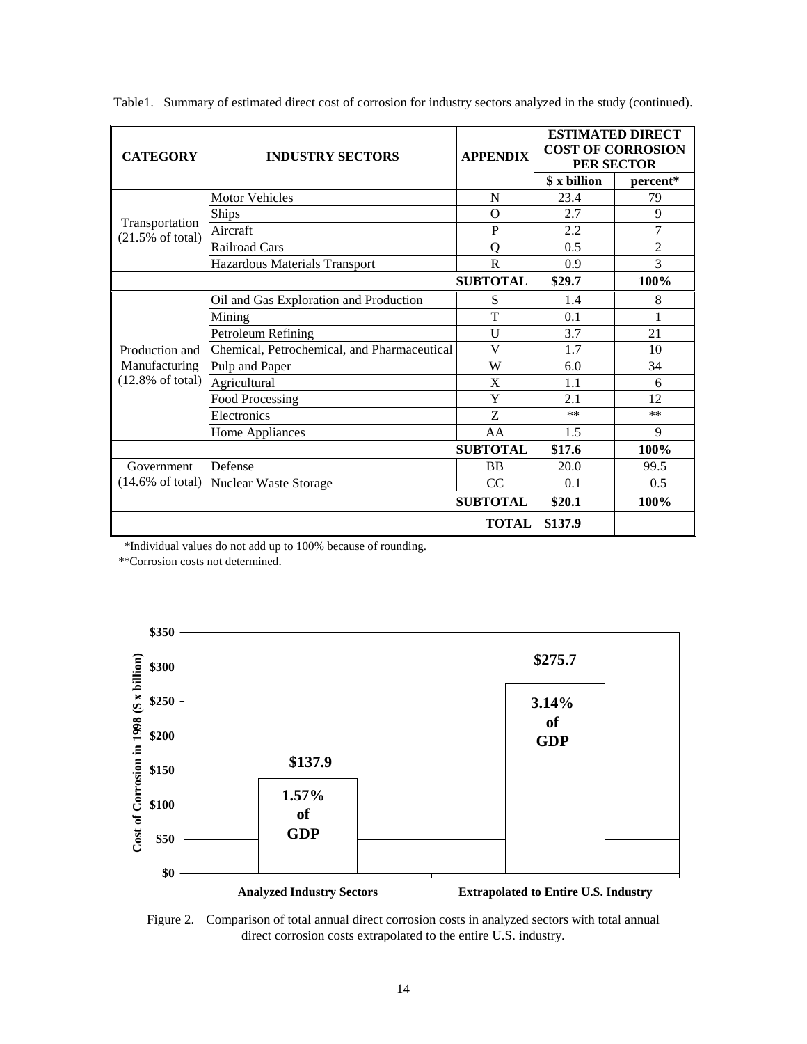Table1. Summary of estimated direct cost of corrosion for industry sectors analyzed in the study (continued).

| CATEGORY | INDUSTRY SECTORS | APPENDIX | ESTIMATED DIRECT COST OF CORROSION PER SECTOR | |
|---|---|---|---|---|
| | | | $ x billion | percent* |
| Transportation (21.5% of total) | Motor Vehicles | N | 23.4 | 79 |
| | Ships | O | 2.7 | 9 |
| | Aircraft | P | 2.2 | 7 |
| | Railroad Cars | Q | 0.5 | 2 |
| | Hazardous Materials Transport | R | 0.9 | 3 |
| | | **SUBTOTAL** | **$29.7** | **100%** |
| Production and Manufacturing (12.8% of total) | Oil and Gas Exploration and Production | S | 1.4 | 8 |
| | Mining | T | 0.1 | 1 |
| | Petroleum Refining | U | 3.7 | 21 |
| | Chemical, Petrochemical, and Pharmaceutical | V | 1.7 | 10 |
| | Pulp and Paper | W | 6.0 | 34 |
| | Agricultural | X | 1.1 | 6 |
| | Food Processing | Y | 2.1 | 12 |
| | Electronics | Z | ** | ** |
| | Home Appliances | AA | 1.5 | 9 |
| | | **SUBTOTAL** | **$17.6** | **100%** |
| Government (14.6% of total) | Defense | BB | 20.0 | 99.5 |
| | Nuclear Waste Storage | CC | 0.1 | 0.5 |
| | | **SUBTOTAL** | **$20.1** | **100%** |
| | | **TOTAL** | **$137.9** | |

*Individual values do not add up to 100% because of rounding.

**Corrosion costs not determined.

Figure 2. Comparison of total annual direct corrosion costs in analyzed sectors with total annual direct corrosion costs extrapolated to the entire U.S. industry.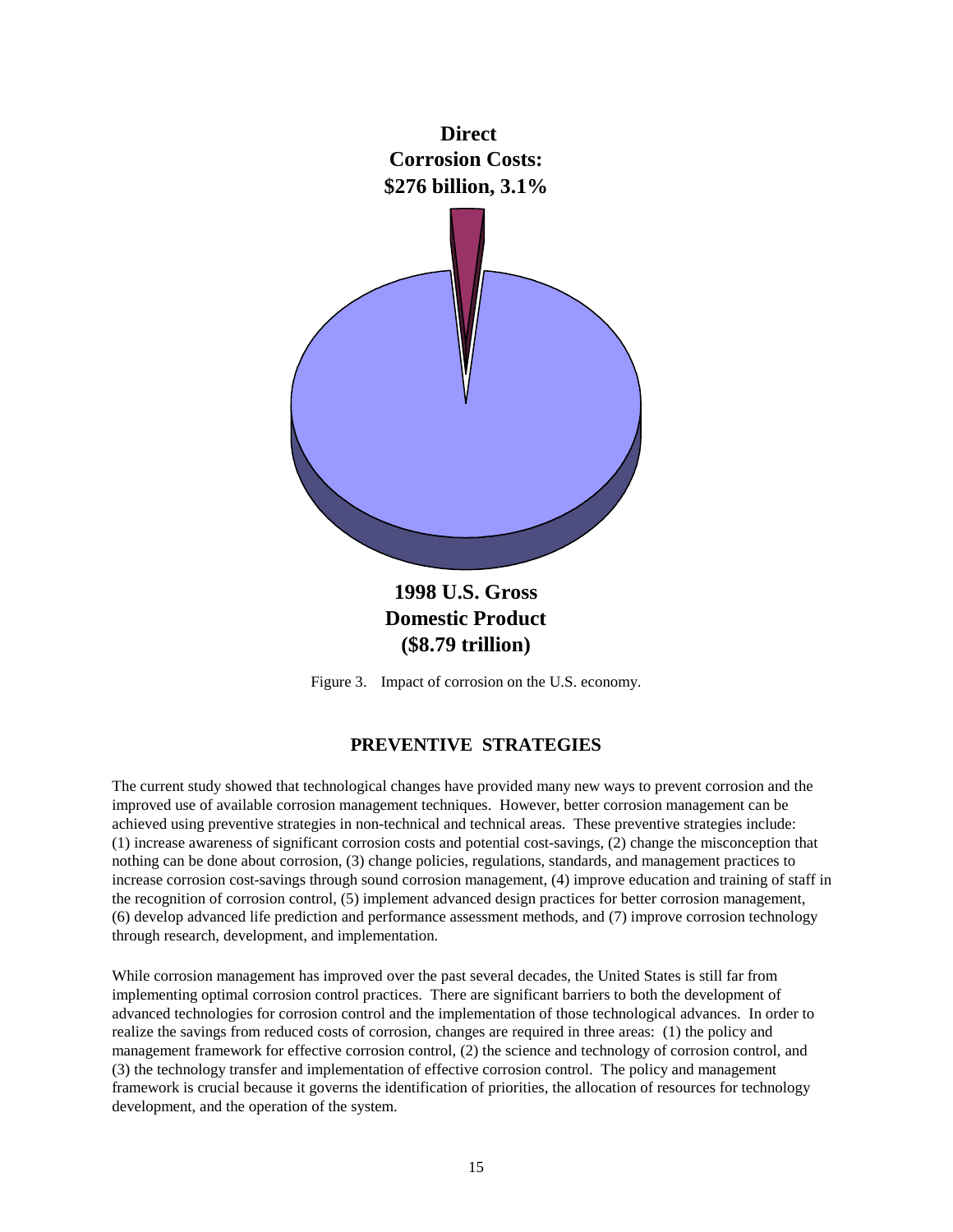**Direct Corrosion Costs: \$276 billion, 3.1%**

**1998 U.S. Gross Domestic Product (\$8.79 trillion)**

Figure 3. Impact of corrosion on the U.S. economy.

## PREVENTIVE STRATEGIES

The current study showed that technological changes have provided many new ways to prevent corrosion and the improved use of available corrosion management techniques. However, better corrosion management can be achieved using preventive strategies in non-technical and technical areas. These preventive strategies include: (1) increase awareness of significant corrosion costs and potential cost-savings, (2) change the misconception that nothing can be done about corrosion, (3) change policies, regulations, standards, and management practices to increase corrosion cost-savings through sound corrosion management, (4) improve education and training of staff in the recognition of corrosion control, (5) implement advanced design practices for better corrosion management, (6) develop advanced life prediction and performance assessment methods, and (7) improve corrosion technology through research, development, and implementation.

While corrosion management has improved over the past several decades, the United States is still far from implementing optimal corrosion control practices. There are significant barriers to both the development of advanced technologies for corrosion control and the implementation of those technological advances. In order to realize the savings from reduced costs of corrosion, changes are required in three areas: (1) the policy and management framework for effective corrosion control, (2) the science and technology of corrosion control, and (3) the technology transfer and implementation of effective corrosion control. The policy and management framework is crucial because it governs the identification of priorities, the allocation of resources for technology development, and the operation of the system.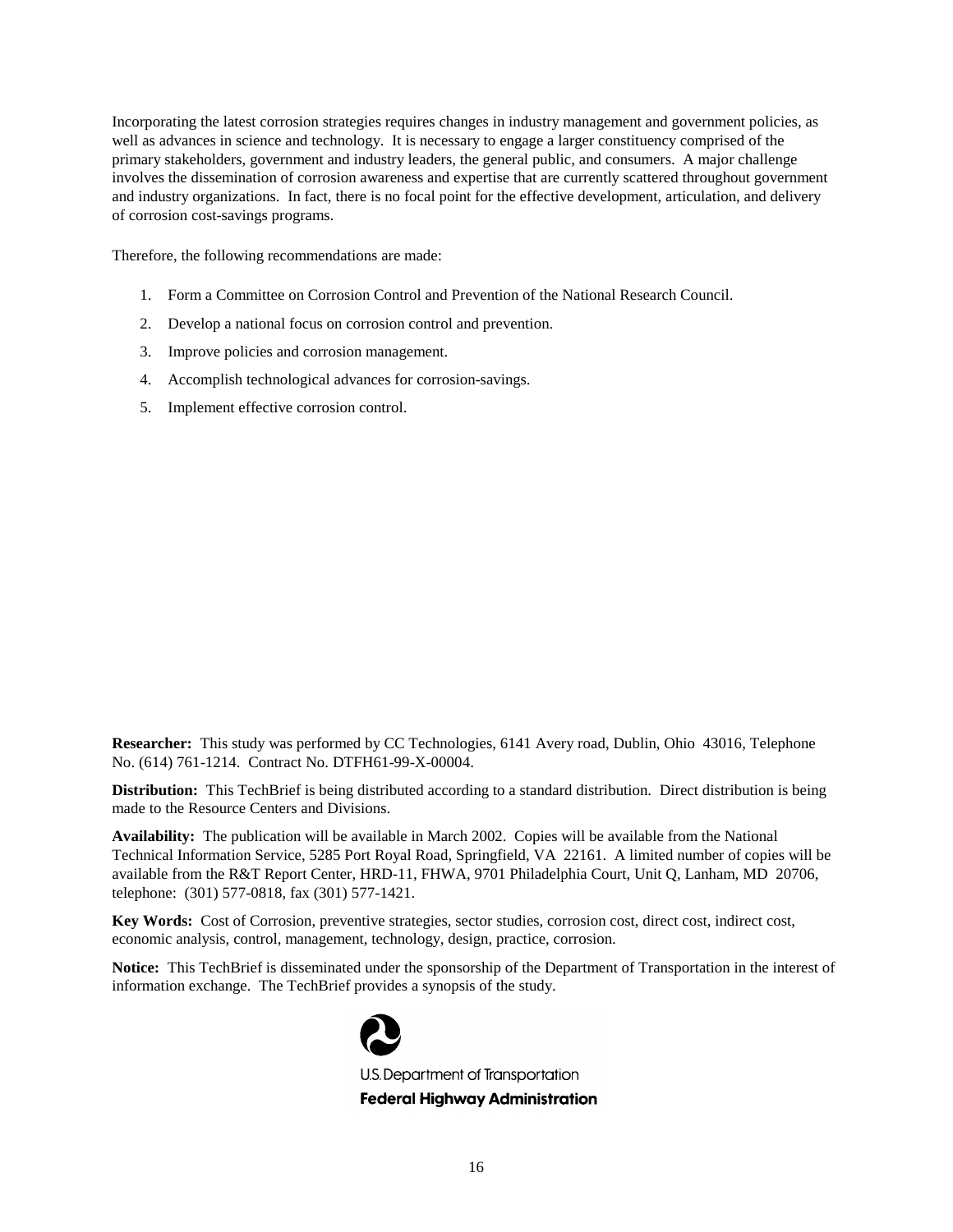Incorporating the latest corrosion strategies requires changes in industry management and government policies, as well as advances in science and technology. It is necessary to engage a larger constituency comprised of the primary stakeholders, government and industry leaders, the general public, and consumers. A major challenge involves the dissemination of corrosion awareness and expertise that are currently scattered throughout government and industry organizations. In fact, there is no focal point for the effective development, articulation, and delivery of corrosion cost-savings programs.

Therefore, the following recommendations are made:

1. Form a Committee on Corrosion Control and Prevention of the National Research Council.
2. Develop a national focus on corrosion control and prevention.
3. Improve policies and corrosion management.
4. Accomplish technological advances for corrosion-savings.
5. Implement effective corrosion control.

**Researcher:** This study was performed by CC Technologies, 6141 Avery road, Dublin, Ohio 43016, Telephone No. (614) 761-1214. Contract No. DTFH61-99-X-00004.

**Distribution:** This TechBrief is being distributed according to a standard distribution. Direct distribution is being made to the Resource Centers and Divisions.

**Availability:** The publication will be available in March 2002. Copies will be available from the National Technical Information Service, 5285 Port Royal Road, Springfield, VA 22161. A limited number of copies will be available from the R&T Report Center, HRD-11, FHWA, 9701 Philadelphia Court, Unit Q, Lanham, MD 20706, telephone: (301) 577-0818, fax (301) 577-1421.

**Key Words:** Cost of Corrosion, preventive strategies, sector studies, corrosion cost, direct cost, indirect cost, economic analysis, control, management, technology, design, practice, corrosion.

**Notice:** This TechBrief is disseminated under the sponsorship of the Department of Transportation in the interest of information exchange. The TechBrief provides a synopsis of the study.

U.S. Department of Transportation

**Federal Highway Administration**